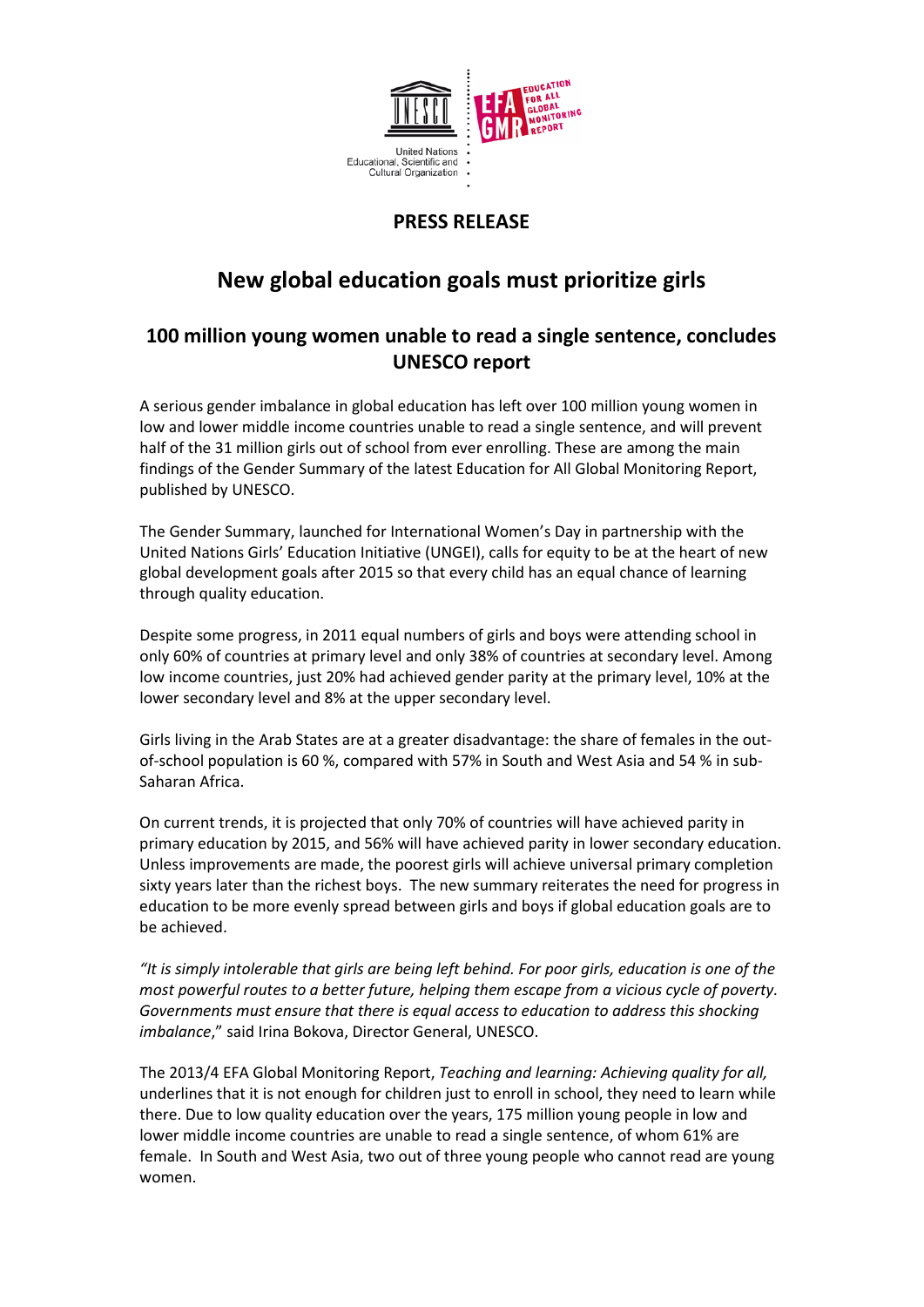**PRESS RELEASE**

# New global education goals must prioritize girls

## 100 million young women unable to read a single sentence, concludes UNESCO report

A serious gender imbalance in global education has left over 100 million young women in low and lower middle income countries unable to read a single sentence, and will prevent half of the 31 million girls out of school from ever enrolling. These are among the main findings of the Gender Summary of the latest Education for All Global Monitoring Report, published by UNESCO.

The Gender Summary, launched for International Women's Day in partnership with the United Nations Girls' Education Initiative (UNGEI), calls for equity to be at the heart of new global development goals after 2015 so that every child has an equal chance of learning through quality education.

Despite some progress, in 2011 equal numbers of girls and boys were attending school in only 60% of countries at primary level and only 38% of countries at secondary level. Among low income countries, just 20% had achieved gender parity at the primary level, 10% at the lower secondary level and 8% at the upper secondary level.

Girls living in the Arab States are at a greater disadvantage: the share of females in the out-of-school population is 60 %, compared with 57% in South and West Asia and 54 % in sub-Saharan Africa.

On current trends, it is projected that only 70% of countries will have achieved parity in primary education by 2015, and 56% will have achieved parity in lower secondary education. Unless improvements are made, the poorest girls will achieve universal primary completion sixty years later than the richest boys. The new summary reiterates the need for progress in education to be more evenly spread between girls and boys if global education goals are to be achieved.

*"It is simply intolerable that girls are being left behind. For poor girls, education is one of the most powerful routes to a better future, helping them escape from a vicious cycle of poverty. Governments must ensure that there is equal access to education to address this shocking imbalance*," said Irina Bokova, Director General, UNESCO.

The 2013/4 EFA Global Monitoring Report, *Teaching and learning: Achieving quality for all,* underlines that it is not enough for children just to enroll in school, they need to learn while there. Due to low quality education over the years, 175 million young people in low and lower middle income countries are unable to read a single sentence, of whom 61% are female. In South and West Asia, two out of three young people who cannot read are young women.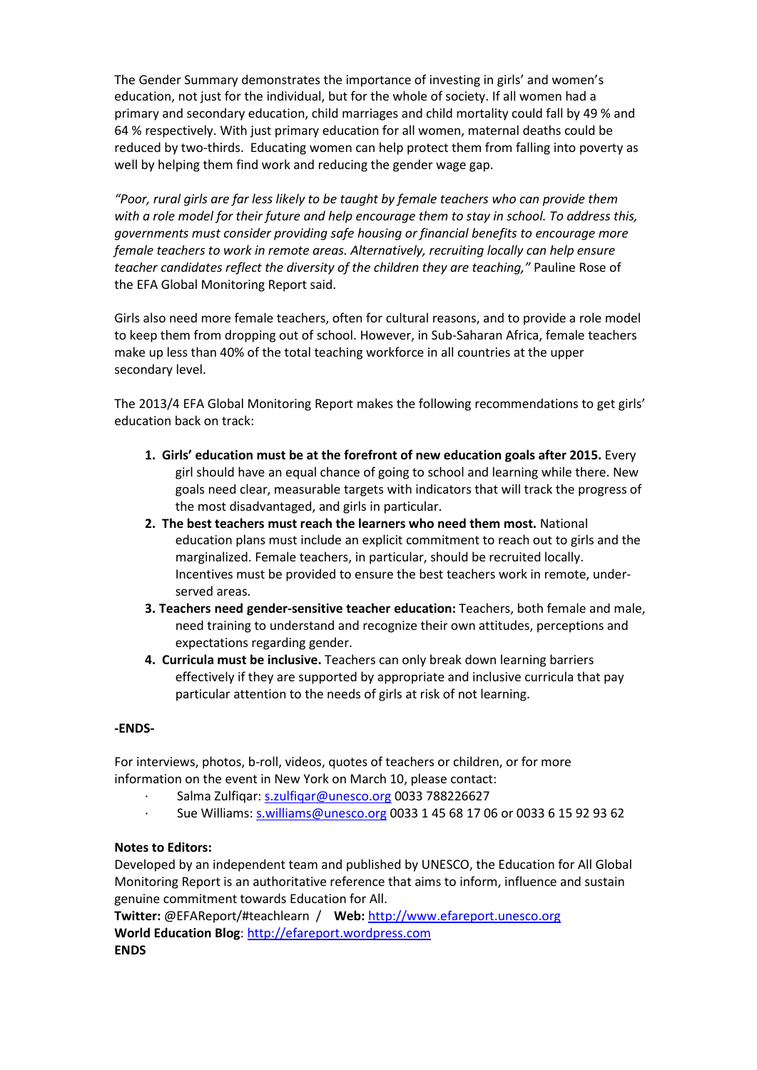The Gender Summary demonstrates the importance of investing in girls' and women's education, not just for the individual, but for the whole of society. If all women had a primary and secondary education, child marriages and child mortality could fall by 49 % and 64 % respectively. With just primary education for all women, maternal deaths could be reduced by two-thirds. Educating women can help protect them from falling into poverty as well by helping them find work and reducing the gender wage gap.

*"Poor, rural girls are far less likely to be taught by female teachers who can provide them with a role model for their future and help encourage them to stay in school. To address this, governments must consider providing safe housing or financial benefits to encourage more female teachers to work in remote areas. Alternatively, recruiting locally can help ensure teacher candidates reflect the diversity of the children they are teaching,"* Pauline Rose of the EFA Global Monitoring Report said.

Girls also need more female teachers, often for cultural reasons, and to provide a role model to keep them from dropping out of school. However, in Sub-Saharan Africa, female teachers make up less than 40% of the total teaching workforce in all countries at the upper secondary level.

The 2013/4 EFA Global Monitoring Report makes the following recommendations to get girls' education back on track:

1. **Girls' education must be at the forefront of new education goals after 2015.** Every girl should have an equal chance of going to school and learning while there. New goals need clear, measurable targets with indicators that will track the progress of the most disadvantaged, and girls in particular.
2. **The best teachers must reach the learners who need them most.** National education plans must include an explicit commitment to reach out to girls and the marginalized. Female teachers, in particular, should be recruited locally. Incentives must be provided to ensure the best teachers work in remote, under-served areas.
3. **Teachers need gender-sensitive teacher education:** Teachers, both female and male, need training to understand and recognize their own attitudes, perceptions and expectations regarding gender.
4. **Curricula must be inclusive.** Teachers can only break down learning barriers effectively if they are supported by appropriate and inclusive curricula that pay particular attention to the needs of girls at risk of not learning.

**-ENDS-**

For interviews, photos, b-roll, videos, quotes of teachers or children, or for more information on the event in New York on March 10, please contact:

- Salma Zulfiqar: s.zulfiqar@unesco.org 0033 788226627
- Sue Williams: s.williams@unesco.org 0033 1 45 68 17 06 or 0033 6 15 92 93 62

**Notes to Editors:**

Developed by an independent team and published by UNESCO, the Education for All Global Monitoring Report is an authoritative reference that aims to inform, influence and sustain genuine commitment towards Education for All.

**Twitter:** @EFAReport/#teachlearn / **Web:** http://www.efareport.unesco.org

**World Education Blog**: http://efareport.wordpress.com

**ENDS**